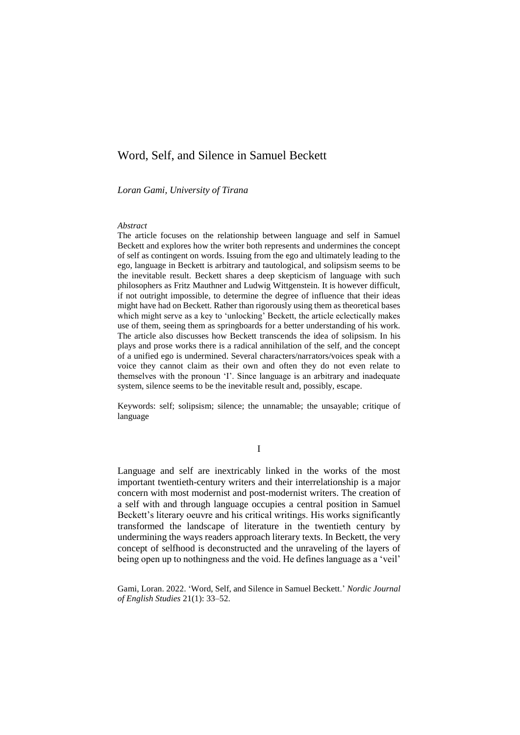# Word, Self, and Silence in Samuel Beckett

*Loran Gami, University of Tirana*

*Abstract*

The article focuses on the relationship between language and self in Samuel Beckett and explores how the writer both represents and undermines the concept of self as contingent on words. Issuing from the ego and ultimately leading to the ego, language in Beckett is arbitrary and tautological, and solipsism seems to be the inevitable result. Beckett shares a deep skepticism of language with such philosophers as Fritz Mauthner and Ludwig Wittgenstein. It is however difficult, if not outright impossible, to determine the degree of influence that their ideas might have had on Beckett. Rather than rigorously using them as theoretical bases which might serve as a key to 'unlocking' Beckett, the article eclectically makes use of them, seeing them as springboards for a better understanding of his work. The article also discusses how Beckett transcends the idea of solipsism. In his plays and prose works there is a radical annihilation of the self, and the concept of a unified ego is undermined. Several characters/narrators/voices speak with a voice they cannot claim as their own and often they do not even relate to themselves with the pronoun 'I'. Since language is an arbitrary and inadequate system, silence seems to be the inevitable result and, possibly, escape.

Keywords: self; solipsism; silence; the unnamable; the unsayable; critique of language

## I

Language and self are inextricably linked in the works of the most important twentieth-century writers and their interrelationship is a major concern with most modernist and post-modernist writers. The creation of a self with and through language occupies a central position in Samuel Beckett's literary oeuvre and his critical writings. His works significantly transformed the landscape of literature in the twentieth century by undermining the ways readers approach literary texts. In Beckett, the very concept of selfhood is deconstructed and the unraveling of the layers of being open up to nothingness and the void. He defines language as a 'veil'

Gami, Loran. 2022. 'Word, Self, and Silence in Samuel Beckett.' *Nordic Journal of English Studies* 21(1): 33–52.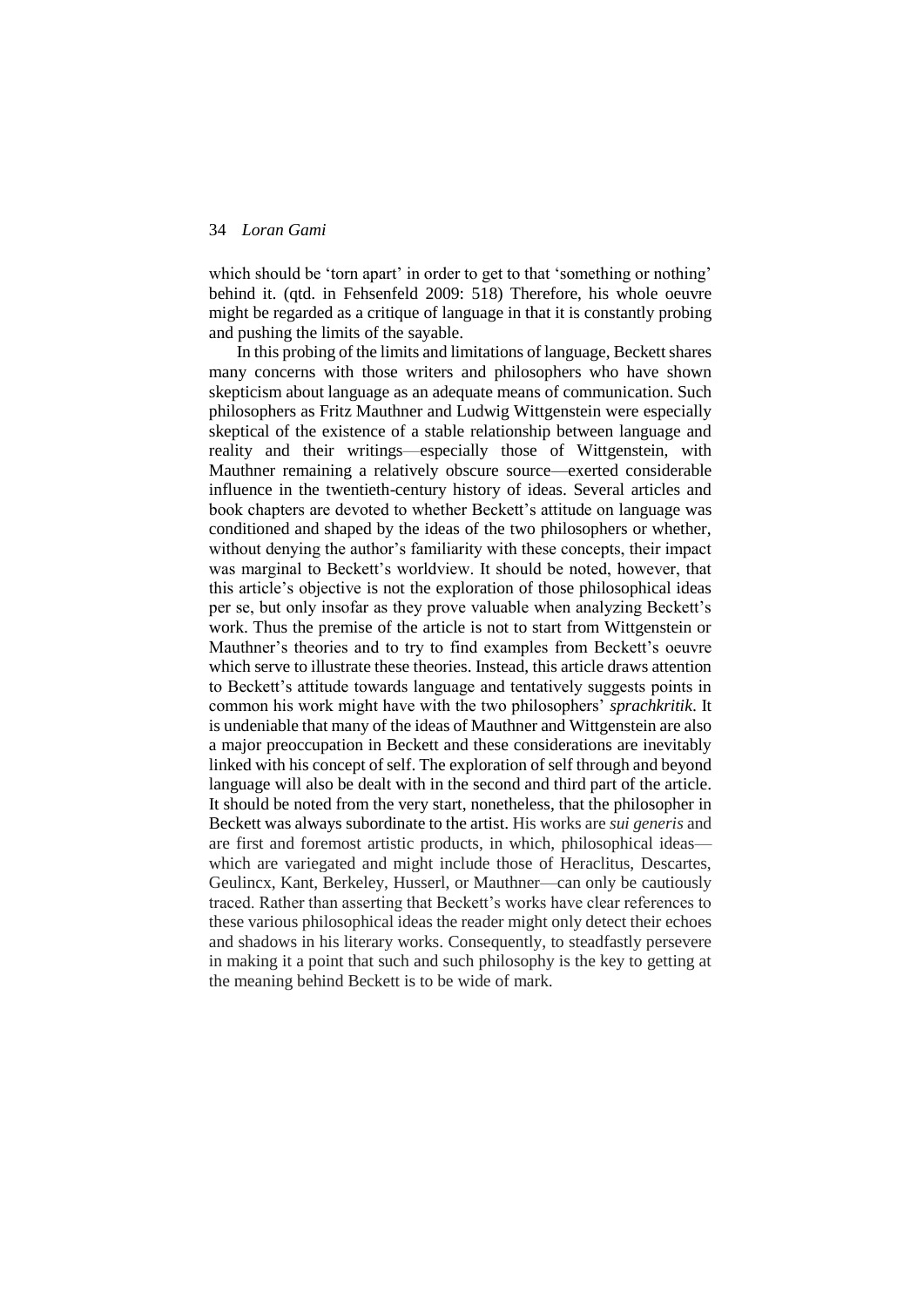which should be 'torn apart' in order to get to that 'something or nothing' behind it. (qtd. in Fehsenfeld 2009: 518) Therefore, his whole oeuvre might be regarded as a critique of language in that it is constantly probing and pushing the limits of the sayable.

In this probing of the limits and limitations of language, Beckett shares many concerns with those writers and philosophers who have shown skepticism about language as an adequate means of communication. Such philosophers as Fritz Mauthner and Ludwig Wittgenstein were especially skeptical of the existence of a stable relationship between language and reality and their writings—especially those of Wittgenstein, with Mauthner remaining a relatively obscure source—exerted considerable influence in the twentieth-century history of ideas. Several articles and book chapters are devoted to whether Beckett's attitude on language was conditioned and shaped by the ideas of the two philosophers or whether, without denying the author's familiarity with these concepts, their impact was marginal to Beckett's worldview. It should be noted, however, that this article's objective is not the exploration of those philosophical ideas per se, but only insofar as they prove valuable when analyzing Beckett's work. Thus the premise of the article is not to start from Wittgenstein or Mauthner's theories and to try to find examples from Beckett's oeuvre which serve to illustrate these theories. Instead, this article draws attention to Beckett's attitude towards language and tentatively suggests points in common his work might have with the two philosophers' *sprachkritik*. It is undeniable that many of the ideas of Mauthner and Wittgenstein are also a major preoccupation in Beckett and these considerations are inevitably linked with his concept of self. The exploration of self through and beyond language will also be dealt with in the second and third part of the article. It should be noted from the very start, nonetheless, that the philosopher in Beckett was always subordinate to the artist. His works are *sui generis* and are first and foremost artistic products, in which, philosophical ideas—which are variegated and might include those of Heraclitus, Descartes, Geulincx, Kant, Berkeley, Husserl, or Mauthner—can only be cautiously traced. Rather than asserting that Beckett's works have clear references to these various philosophical ideas the reader might only detect their echoes and shadows in his literary works. Consequently, to steadfastly persevere in making it a point that such and such philosophy is the key to getting at the meaning behind Beckett is to be wide of mark.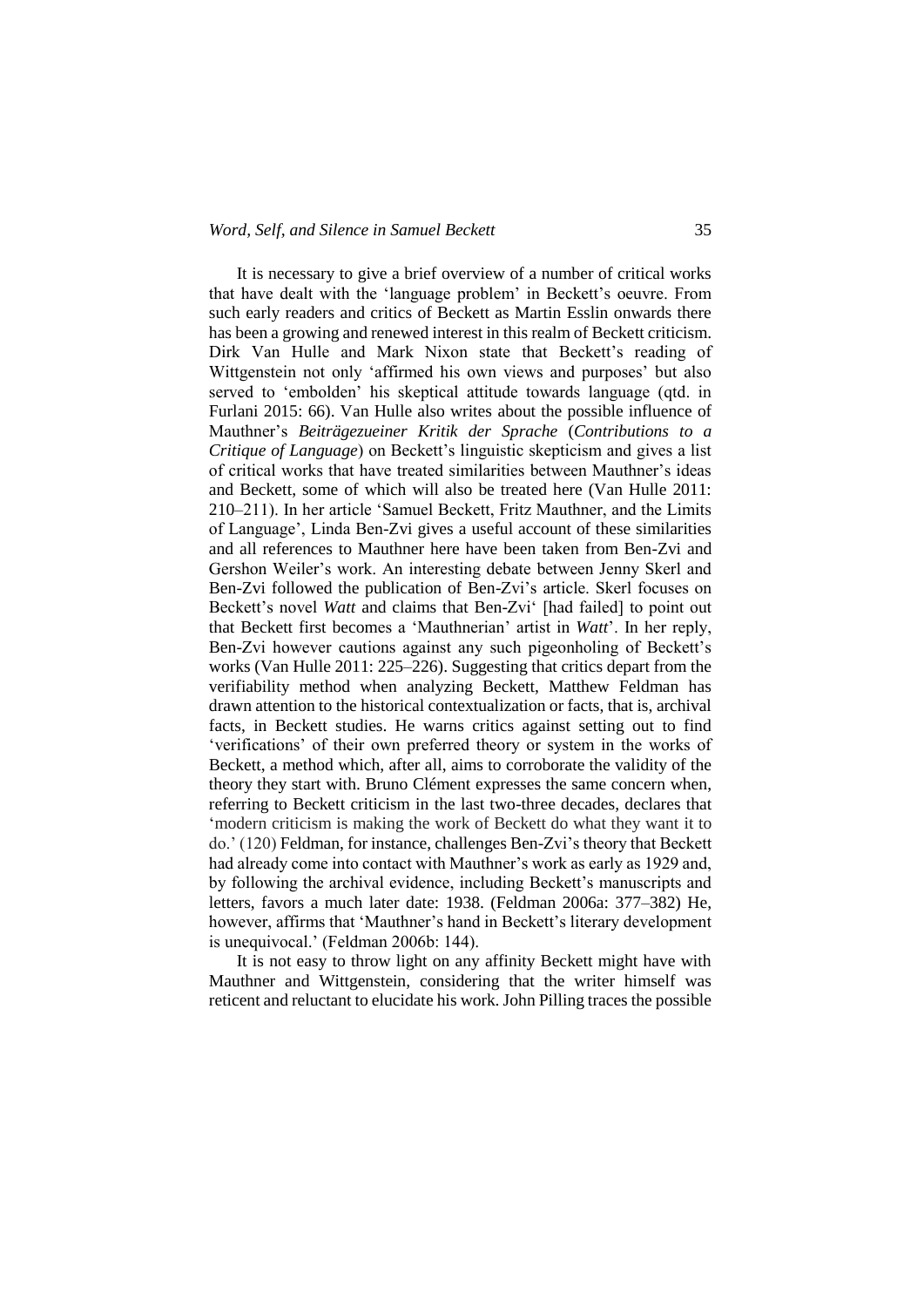It is necessary to give a brief overview of a number of critical works that have dealt with the 'language problem' in Beckett's oeuvre. From such early readers and critics of Beckett as Martin Esslin onwards there has been a growing and renewed interest in this realm of Beckett criticism. Dirk Van Hulle and Mark Nixon state that Beckett's reading of Wittgenstein not only 'affirmed his own views and purposes' but also served to 'embolden' his skeptical attitude towards language (qtd. in Furlani 2015: 66). Van Hulle also writes about the possible influence of Mauthner's *Beiträgezueiner Kritik der Sprache* (*Contributions to a Critique of Language*) on Beckett's linguistic skepticism and gives a list of critical works that have treated similarities between Mauthner's ideas and Beckett, some of which will also be treated here (Van Hulle 2011: 210–211). In her article 'Samuel Beckett, Fritz Mauthner, and the Limits of Language', Linda Ben-Zvi gives a useful account of these similarities and all references to Mauthner here have been taken from Ben-Zvi and Gershon Weiler's work. An interesting debate between Jenny Skerl and Ben-Zvi followed the publication of Ben-Zvi's article. Skerl focuses on Beckett's novel *Watt* and claims that Ben-Zvi' [had failed] to point out that Beckett first becomes a 'Mauthnerian' artist in *Watt*'. In her reply, Ben-Zvi however cautions against any such pigeonholing of Beckett's works (Van Hulle 2011: 225–226). Suggesting that critics depart from the verifiability method when analyzing Beckett, Matthew Feldman has drawn attention to the historical contextualization or facts, that is, archival facts, in Beckett studies. He warns critics against setting out to find 'verifications' of their own preferred theory or system in the works of Beckett, a method which, after all, aims to corroborate the validity of the theory they start with. Bruno Clément expresses the same concern when, referring to Beckett criticism in the last two-three decades, declares that 'modern criticism is making the work of Beckett do what they want it to do.' (120) Feldman, for instance, challenges Ben-Zvi's theory that Beckett had already come into contact with Mauthner's work as early as 1929 and, by following the archival evidence, including Beckett's manuscripts and letters, favors a much later date: 1938. (Feldman 2006a: 377–382) He, however, affirms that 'Mauthner's hand in Beckett's literary development is unequivocal.' (Feldman 2006b: 144).

It is not easy to throw light on any affinity Beckett might have with Mauthner and Wittgenstein, considering that the writer himself was reticent and reluctant to elucidate his work. John Pilling traces the possible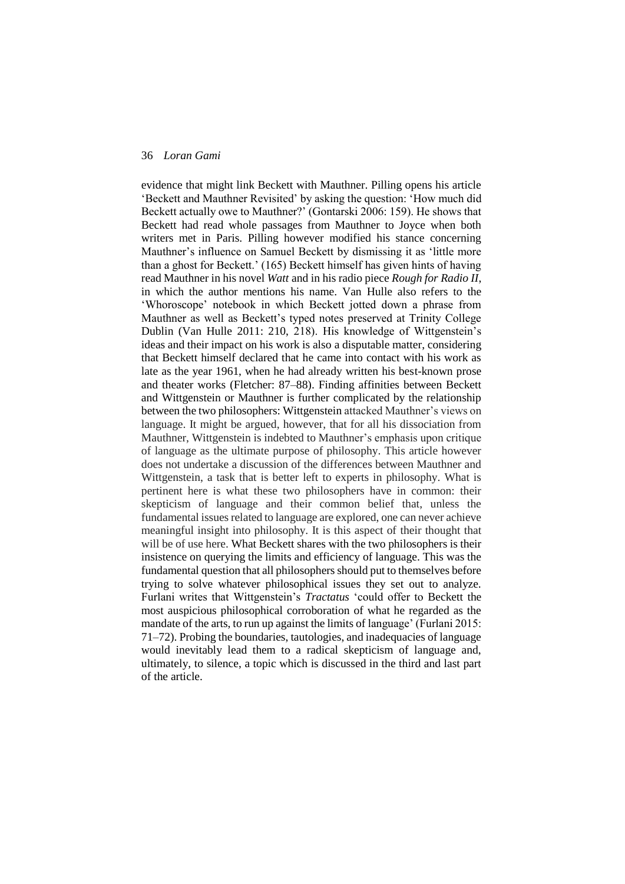evidence that might link Beckett with Mauthner. Pilling opens his article 'Beckett and Mauthner Revisited' by asking the question: 'How much did Beckett actually owe to Mauthner?' (Gontarski 2006: 159). He shows that Beckett had read whole passages from Mauthner to Joyce when both writers met in Paris. Pilling however modified his stance concerning Mauthner's influence on Samuel Beckett by dismissing it as 'little more than a ghost for Beckett.' (165) Beckett himself has given hints of having read Mauthner in his novel *Watt* and in his radio piece *Rough for Radio II*, in which the author mentions his name. Van Hulle also refers to the 'Whoroscope' notebook in which Beckett jotted down a phrase from Mauthner as well as Beckett's typed notes preserved at Trinity College Dublin (Van Hulle 2011: 210, 218). His knowledge of Wittgenstein's ideas and their impact on his work is also a disputable matter, considering that Beckett himself declared that he came into contact with his work as late as the year 1961, when he had already written his best-known prose and theater works (Fletcher: 87–88). Finding affinities between Beckett and Wittgenstein or Mauthner is further complicated by the relationship between the two philosophers: Wittgenstein attacked Mauthner's views on language. It might be argued, however, that for all his dissociation from Mauthner, Wittgenstein is indebted to Mauthner's emphasis upon critique of language as the ultimate purpose of philosophy. This article however does not undertake a discussion of the differences between Mauthner and Wittgenstein, a task that is better left to experts in philosophy. What is pertinent here is what these two philosophers have in common: their skepticism of language and their common belief that, unless the fundamental issues related to language are explored, one can never achieve meaningful insight into philosophy. It is this aspect of their thought that will be of use here. What Beckett shares with the two philosophers is their insistence on querying the limits and efficiency of language. This was the fundamental question that all philosophers should put to themselves before trying to solve whatever philosophical issues they set out to analyze. Furlani writes that Wittgenstein's *Tractatus* 'could offer to Beckett the most auspicious philosophical corroboration of what he regarded as the mandate of the arts, to run up against the limits of language' (Furlani 2015: 71–72). Probing the boundaries, tautologies, and inadequacies of language would inevitably lead them to a radical skepticism of language and, ultimately, to silence, a topic which is discussed in the third and last part of the article.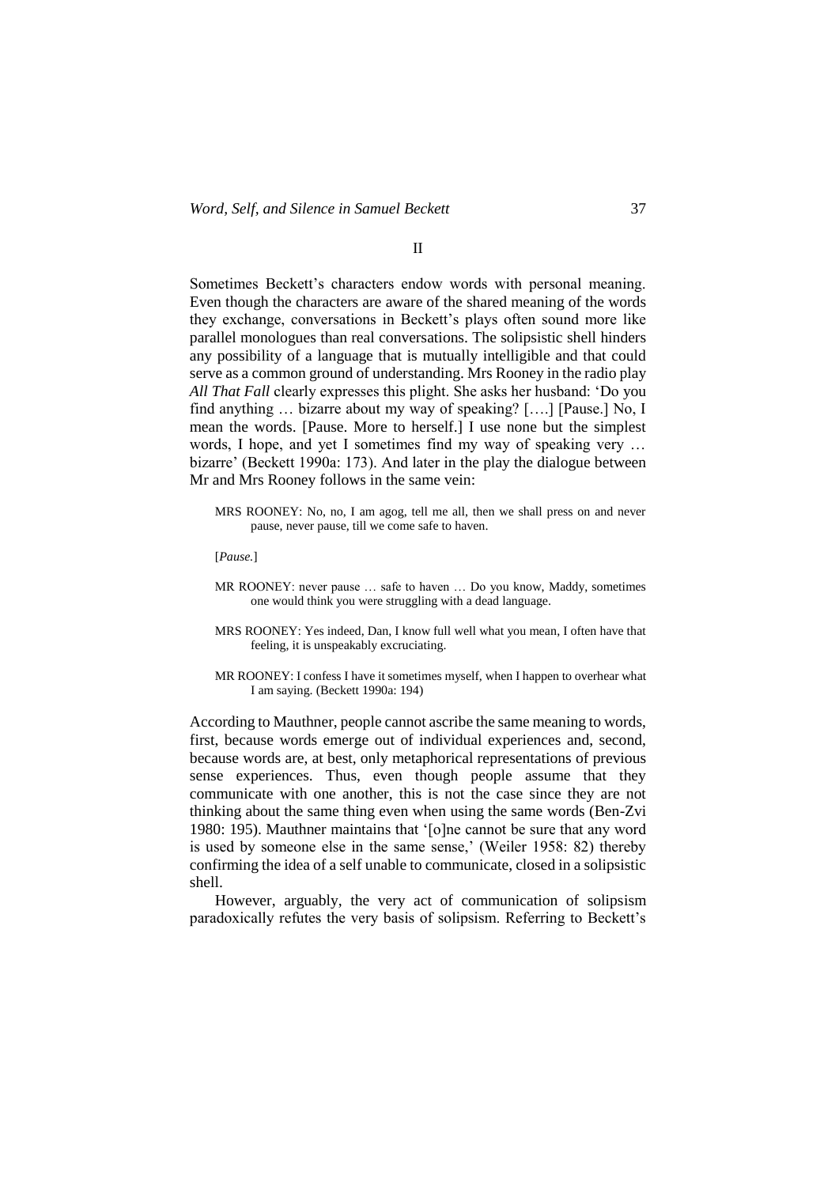## II

Sometimes Beckett's characters endow words with personal meaning. Even though the characters are aware of the shared meaning of the words they exchange, conversations in Beckett's plays often sound more like parallel monologues than real conversations. The solipsistic shell hinders any possibility of a language that is mutually intelligible and that could serve as a common ground of understanding. Mrs Rooney in the radio play *All That Fall* clearly expresses this plight. She asks her husband: 'Do you find anything … bizarre about my way of speaking? [….] [Pause.] No, I mean the words. [Pause. More to herself.] I use none but the simplest words, I hope, and yet I sometimes find my way of speaking very … bizarre' (Beckett 1990a: 173). And later in the play the dialogue between Mr and Mrs Rooney follows in the same vein:

> MRS ROONEY: No, no, I am agog, tell me all, then we shall press on and never pause, never pause, till we come safe to haven.
>
> [*Pause.*]
>
> MR ROONEY: never pause … safe to haven … Do you know, Maddy, sometimes one would think you were struggling with a dead language.
>
> MRS ROONEY: Yes indeed, Dan, I know full well what you mean, I often have that feeling, it is unspeakably excruciating.
>
> MR ROONEY: I confess I have it sometimes myself, when I happen to overhear what I am saying. (Beckett 1990a: 194)

According to Mauthner, people cannot ascribe the same meaning to words, first, because words emerge out of individual experiences and, second, because words are, at best, only metaphorical representations of previous sense experiences. Thus, even though people assume that they communicate with one another, this is not the case since they are not thinking about the same thing even when using the same words (Ben-Zvi 1980: 195). Mauthner maintains that '[o]ne cannot be sure that any word is used by someone else in the same sense,' (Weiler 1958: 82) thereby confirming the idea of a self unable to communicate, closed in a solipsistic shell.

However, arguably, the very act of communication of solipsism paradoxically refutes the very basis of solipsism. Referring to Beckett's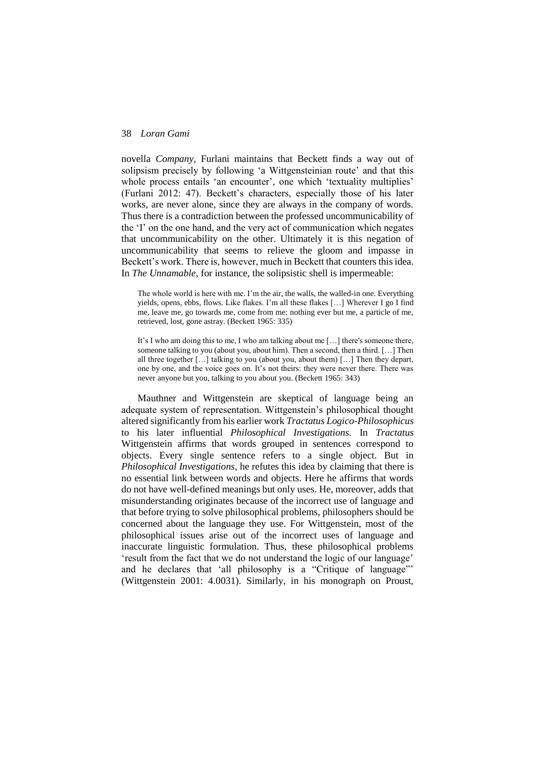novella *Company*, Furlani maintains that Beckett finds a way out of solipsism precisely by following 'a Wittgensteinian route' and that this whole process entails 'an encounter', one which 'textuality multiplies' (Furlani 2012: 47). Beckett's characters, especially those of his later works, are never alone, since they are always in the company of words. Thus there is a contradiction between the professed uncommunicability of the 'I' on the one hand, and the very act of communication which negates that uncommunicability on the other. Ultimately it is this negation of uncommunicability that seems to relieve the gloom and impasse in Beckett's work. There is, however, much in Beckett that counters this idea. In *The Unnamable*, for instance, the solipsistic shell is impermeable:

> The whole world is here with me. I'm the air, the walls, the walled-in one. Everything yields, opens, ebbs, flows. Like flakes. I'm all these flakes […] Wherever I go I find me, leave me, go towards me, come from me: nothing ever but me, a particle of me, retrieved, lost, gone astray. (Beckett 1965: 335)

> It's I who am doing this to me, I who am talking about me […] there's someone there, someone talking to you (about you, about him). Then a second, then a third. […] Then all three together […] talking to you (about you, about them) […] Then they depart, one by one, and the voice goes on. It's not theirs: they were never there. There was never anyone but you, talking to you about you. (Beckett 1965: 343)

Mauthner and Wittgenstein are skeptical of language being an adequate system of representation. Wittgenstein's philosophical thought altered significantly from his earlier work *Tractatus Logico-Philosophicus* to his later influential *Philosophical Investigations.* In *Tractatus* Wittgenstein affirms that words grouped in sentences correspond to objects. Every single sentence refers to a single object. But in *Philosophical Investigations*, he refutes this idea by claiming that there is no essential link between words and objects. Here he affirms that words do not have well-defined meanings but only uses. He, moreover, adds that misunderstanding originates because of the incorrect use of language and that before trying to solve philosophical problems, philosophers should be concerned about the language they use. For Wittgenstein, most of the philosophical issues arise out of the incorrect uses of language and inaccurate linguistic formulation. Thus, these philosophical problems 'result from the fact that we do not understand the logic of our language' and he declares that 'all philosophy is a "Critique of language"' (Wittgenstein 2001: 4.0031). Similarly, in his monograph on Proust,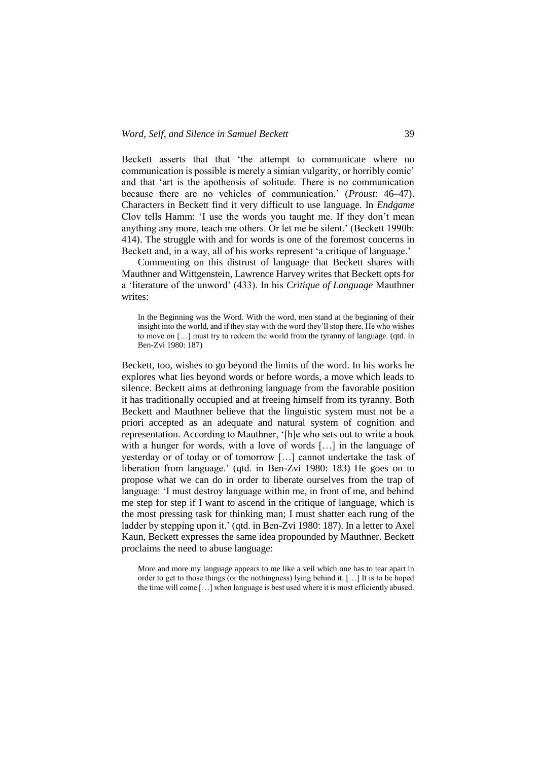Beckett asserts that that 'the attempt to communicate where no communication is possible is merely a simian vulgarity, or horribly comic' and that 'art is the apotheosis of solitude. There is no communication because there are no vehicles of communication.' (*Proust*: 46–47). Characters in Beckett find it very difficult to use language. In *Endgame* Clov tells Hamm: 'I use the words you taught me. If they don't mean anything any more, teach me others. Or let me be silent.' (Beckett 1990b: 414). The struggle with and for words is one of the foremost concerns in Beckett and, in a way, all of his works represent 'a critique of language.'

Commenting on this distrust of language that Beckett shares with Mauthner and Wittgenstein, Lawrence Harvey writes that Beckett opts for a 'literature of the unword' (433). In his *Critique of Language* Mauthner writes:

> In the Beginning was the Word. With the word, men stand at the beginning of their insight into the world, and if they stay with the word they'll stop there. He who wishes to move on […] must try to redeem the world from the tyranny of language. (qtd. in Ben-Zvi 1980: 187)

Beckett, too, wishes to go beyond the limits of the word. In his works he explores what lies beyond words or before words, a move which leads to silence. Beckett aims at dethroning language from the favorable position it has traditionally occupied and at freeing himself from its tyranny. Both Beckett and Mauthner believe that the linguistic system must not be a priori accepted as an adequate and natural system of cognition and representation. According to Mauthner, '[h]e who sets out to write a book with a hunger for words, with a love of words […] in the language of yesterday or of today or of tomorrow […] cannot undertake the task of liberation from language.' (qtd. in Ben-Zvi 1980: 183) He goes on to propose what we can do in order to liberate ourselves from the trap of language: 'I must destroy language within me, in front of me, and behind me step for step if I want to ascend in the critique of language, which is the most pressing task for thinking man; I must shatter each rung of the ladder by stepping upon it.' (qtd. in Ben-Zvi 1980: 187). In a letter to Axel Kaun, Beckett expresses the same idea propounded by Mauthner. Beckett proclaims the need to abuse language:

> More and more my language appears to me like a veil which one has to tear apart in order to get to those things (or the nothingness) lying behind it. […] It is to be hoped the time will come […] when language is best used where it is most efficiently abused.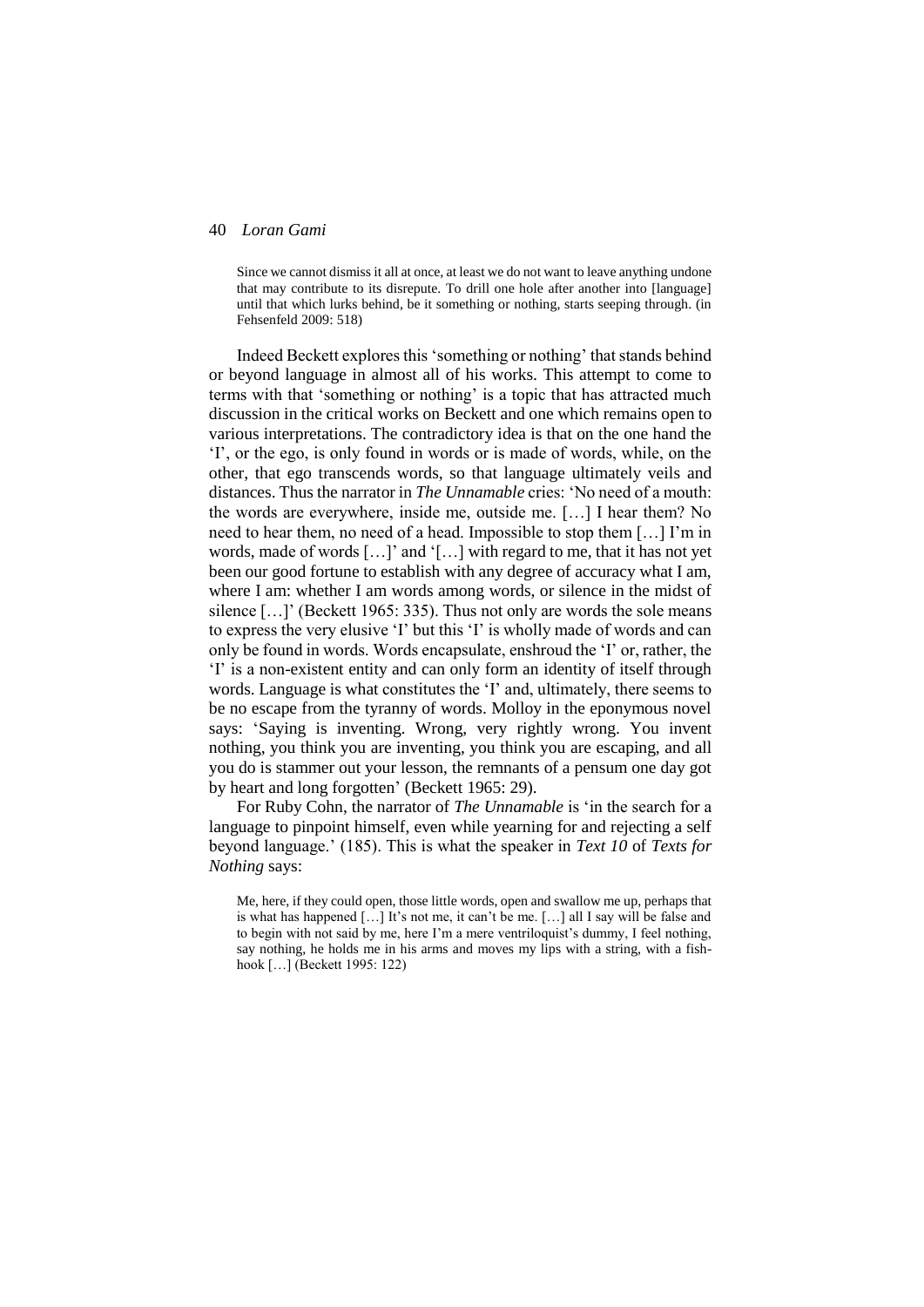> Since we cannot dismiss it all at once, at least we do not want to leave anything undone that may contribute to its disrepute. To drill one hole after another into [language] until that which lurks behind, be it something or nothing, starts seeping through. (in Fehsenfeld 2009: 518)

Indeed Beckett explores this 'something or nothing' that stands behind or beyond language in almost all of his works. This attempt to come to terms with that 'something or nothing' is a topic that has attracted much discussion in the critical works on Beckett and one which remains open to various interpretations. The contradictory idea is that on the one hand the 'I', or the ego, is only found in words or is made of words, while, on the other, that ego transcends words, so that language ultimately veils and distances. Thus the narrator in *The Unnamable* cries: 'No need of a mouth: the words are everywhere, inside me, outside me. […] I hear them? No need to hear them, no need of a head. Impossible to stop them […] I'm in words, made of words […]' and '[…] with regard to me, that it has not yet been our good fortune to establish with any degree of accuracy what I am, where I am: whether I am words among words, or silence in the midst of silence […]' (Beckett 1965: 335). Thus not only are words the sole means to express the very elusive 'I' but this 'I' is wholly made of words and can only be found in words. Words encapsulate, enshroud the 'I' or, rather, the 'I' is a non-existent entity and can only form an identity of itself through words. Language is what constitutes the 'I' and, ultimately, there seems to be no escape from the tyranny of words. Molloy in the eponymous novel says: 'Saying is inventing. Wrong, very rightly wrong. You invent nothing, you think you are inventing, you think you are escaping, and all you do is stammer out your lesson, the remnants of a pensum one day got by heart and long forgotten' (Beckett 1965: 29).

For Ruby Cohn, the narrator of *The Unnamable* is 'in the search for a language to pinpoint himself, even while yearning for and rejecting a self beyond language.' (185). This is what the speaker in *Text 10* of *Texts for Nothing* says:

> Me, here, if they could open, those little words, open and swallow me up, perhaps that is what has happened […] It's not me, it can't be me. […] all I say will be false and to begin with not said by me, here I'm a mere ventriloquist's dummy, I feel nothing, say nothing, he holds me in his arms and moves my lips with a string, with a fish-hook […] (Beckett 1995: 122)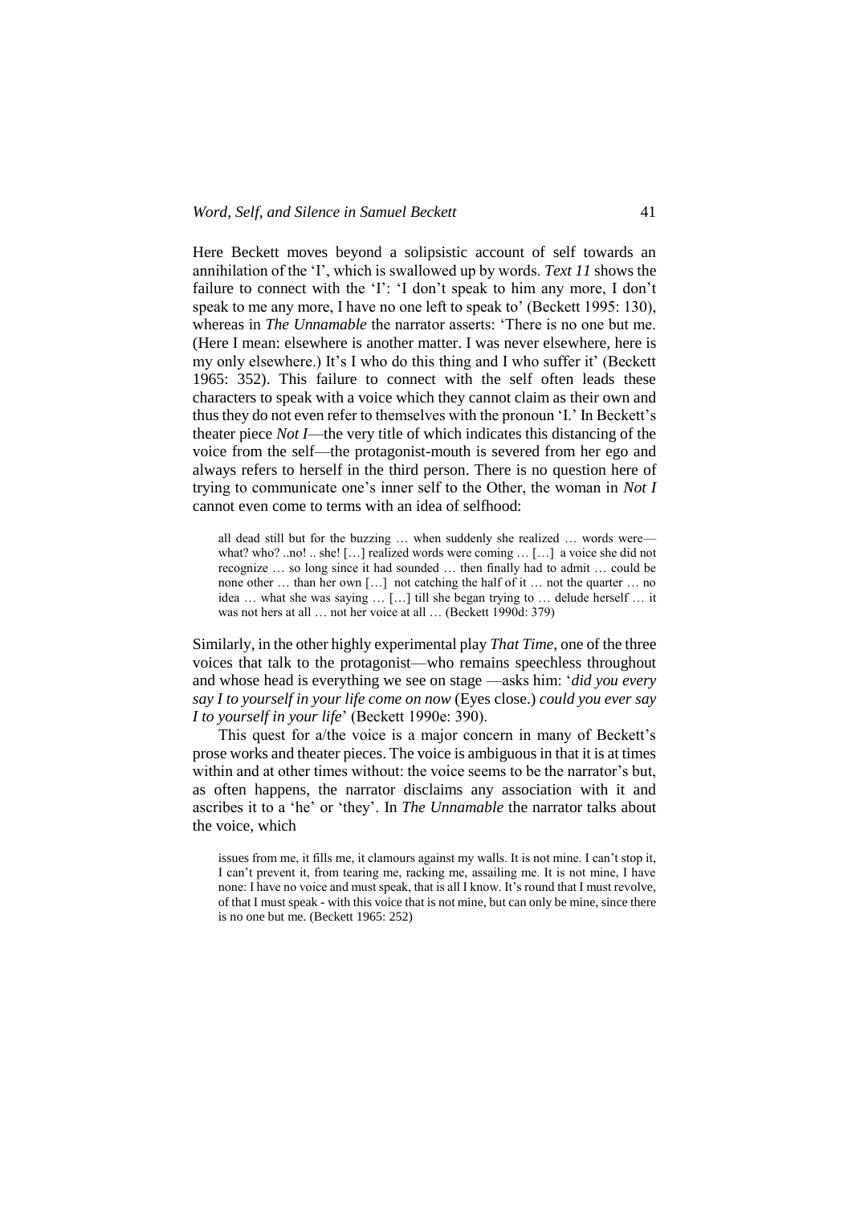Here Beckett moves beyond a solipsistic account of self towards an annihilation of the 'I', which is swallowed up by words. *Text 11* shows the failure to connect with the 'I': 'I don't speak to him any more, I don't speak to me any more, I have no one left to speak to' (Beckett 1995: 130), whereas in *The Unnamable* the narrator asserts: 'There is no one but me. (Here I mean: elsewhere is another matter. I was never elsewhere, here is my only elsewhere.) It's I who do this thing and I who suffer it' (Beckett 1965: 352). This failure to connect with the self often leads these characters to speak with a voice which they cannot claim as their own and thus they do not even refer to themselves with the pronoun 'I.' In Beckett's theater piece *Not I*—the very title of which indicates this distancing of the voice from the self—the protagonist-mouth is severed from her ego and always refers to herself in the third person. There is no question here of trying to communicate one's inner self to the Other, the woman in *Not I* cannot even come to terms with an idea of selfhood:

> all dead still but for the buzzing … when suddenly she realized … words were—what? who? ..no! .. she! […] realized words were coming … […] a voice she did not recognize … so long since it had sounded … then finally had to admit … could be none other … than her own […] not catching the half of it … not the quarter … no idea … what she was saying … […] till she began trying to … delude herself … it was not hers at all … not her voice at all … (Beckett 1990d: 379)

Similarly, in the other highly experimental play *That Time*, one of the three voices that talk to the protagonist—who remains speechless throughout and whose head is everything we see on stage —asks him: '*did you every say I to yourself in your life come on now* (Eyes close.) *could you ever say I to yourself in your life*' (Beckett 1990e: 390).

This quest for a/the voice is a major concern in many of Beckett's prose works and theater pieces. The voice is ambiguous in that it is at times within and at other times without: the voice seems to be the narrator's but, as often happens, the narrator disclaims any association with it and ascribes it to a 'he' or 'they'. In *The Unnamable* the narrator talks about the voice, which

> issues from me, it fills me, it clamours against my walls. It is not mine. I can't stop it, I can't prevent it, from tearing me, racking me, assailing me. It is not mine, I have none: I have no voice and must speak, that is all I know. It's round that I must revolve, of that I must speak - with this voice that is not mine, but can only be mine, since there is no one but me. (Beckett 1965: 252)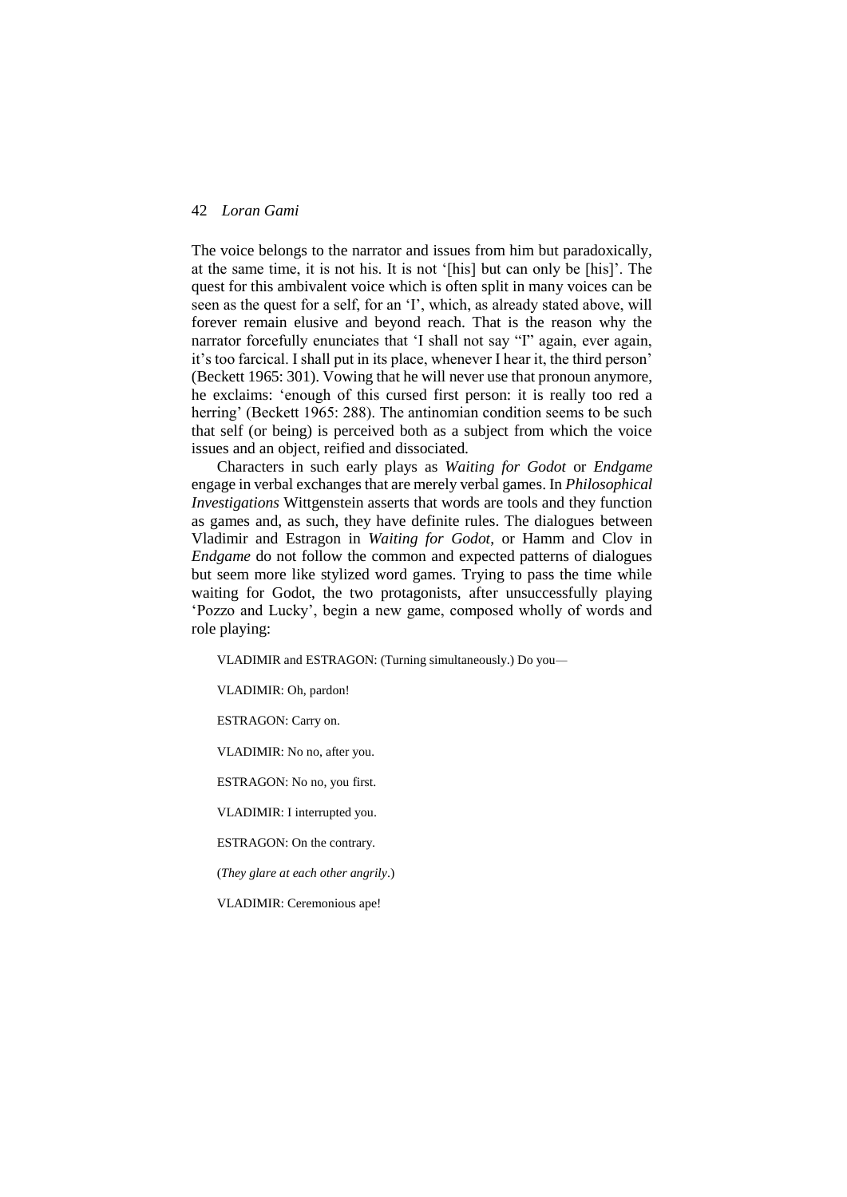The voice belongs to the narrator and issues from him but paradoxically, at the same time, it is not his. It is not '[his] but can only be [his]'. The quest for this ambivalent voice which is often split in many voices can be seen as the quest for a self, for an 'I', which, as already stated above, will forever remain elusive and beyond reach. That is the reason why the narrator forcefully enunciates that 'I shall not say "I" again, ever again, it's too farcical. I shall put in its place, whenever I hear it, the third person' (Beckett 1965: 301). Vowing that he will never use that pronoun anymore, he exclaims: 'enough of this cursed first person: it is really too red a herring' (Beckett 1965: 288). The antinomian condition seems to be such that self (or being) is perceived both as a subject from which the voice issues and an object, reified and dissociated.

Characters in such early plays as *Waiting for Godot* or *Endgame* engage in verbal exchanges that are merely verbal games. In *Philosophical Investigations* Wittgenstein asserts that words are tools and they function as games and, as such, they have definite rules. The dialogues between Vladimir and Estragon in *Waiting for Godot*, or Hamm and Clov in *Endgame* do not follow the common and expected patterns of dialogues but seem more like stylized word games. Trying to pass the time while waiting for Godot, the two protagonists, after unsuccessfully playing 'Pozzo and Lucky', begin a new game, composed wholly of words and role playing:

> VLADIMIR and ESTRAGON: (Turning simultaneously.) Do you—
>
> VLADIMIR: Oh, pardon!
>
> ESTRAGON: Carry on.
>
> VLADIMIR: No no, after you.
>
> ESTRAGON: No no, you first.
>
> VLADIMIR: I interrupted you.
>
> ESTRAGON: On the contrary.
>
> (*They glare at each other angrily*.)
>
> VLADIMIR: Ceremonious ape!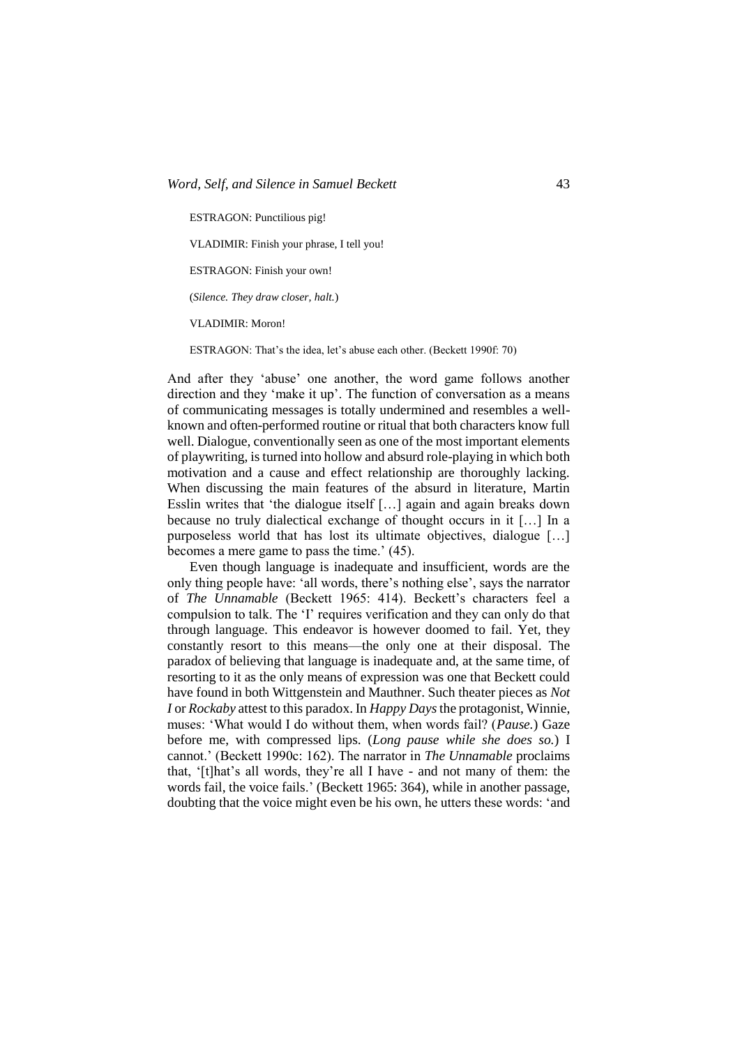ESTRAGON: Punctilious pig!

VLADIMIR: Finish your phrase, I tell you!

ESTRAGON: Finish your own!

(*Silence. They draw closer, halt.*)

VLADIMIR: Moron!

ESTRAGON: That's the idea, let's abuse each other. (Beckett 1990f: 70)

And after they 'abuse' one another, the word game follows another direction and they 'make it up'. The function of conversation as a means of communicating messages is totally undermined and resembles a well-known and often-performed routine or ritual that both characters know full well. Dialogue, conventionally seen as one of the most important elements of playwriting, is turned into hollow and absurd role-playing in which both motivation and a cause and effect relationship are thoroughly lacking. When discussing the main features of the absurd in literature, Martin Esslin writes that 'the dialogue itself […] again and again breaks down because no truly dialectical exchange of thought occurs in it […] In a purposeless world that has lost its ultimate objectives, dialogue […] becomes a mere game to pass the time.' (45).

Even though language is inadequate and insufficient, words are the only thing people have: 'all words, there's nothing else', says the narrator of *The Unnamable* (Beckett 1965: 414). Beckett's characters feel a compulsion to talk. The 'I' requires verification and they can only do that through language. This endeavor is however doomed to fail. Yet, they constantly resort to this means—the only one at their disposal. The paradox of believing that language is inadequate and, at the same time, of resorting to it as the only means of expression was one that Beckett could have found in both Wittgenstein and Mauthner. Such theater pieces as *Not I* or *Rockaby* attest to this paradox. In *Happy Days* the protagonist, Winnie, muses: 'What would I do without them, when words fail? (*Pause.*) Gaze before me, with compressed lips. (*Long pause while she does so.*) I cannot.' (Beckett 1990c: 162). The narrator in *The Unnamable* proclaims that, '[t]hat's all words, they're all I have - and not many of them: the words fail, the voice fails.' (Beckett 1965: 364), while in another passage, doubting that the voice might even be his own, he utters these words: 'and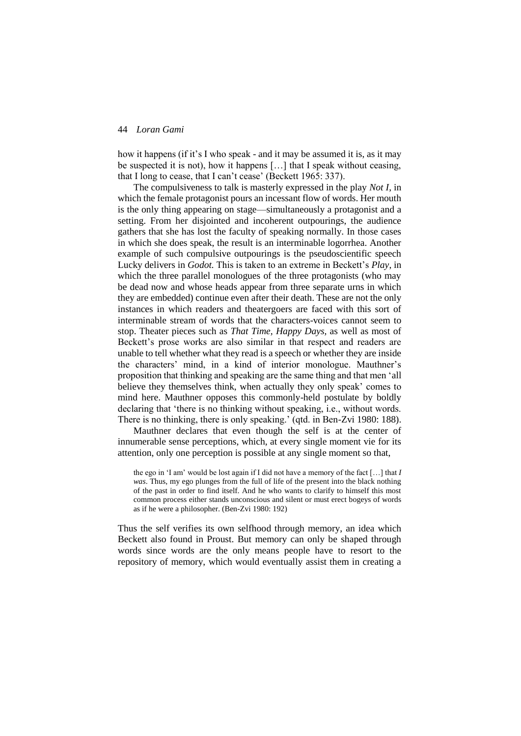how it happens (if it's I who speak - and it may be assumed it is, as it may be suspected it is not), how it happens […] that I speak without ceasing, that I long to cease, that I can't cease' (Beckett 1965: 337).

The compulsiveness to talk is masterly expressed in the play *Not I*, in which the female protagonist pours an incessant flow of words. Her mouth is the only thing appearing on stage—simultaneously a protagonist and a setting. From her disjointed and incoherent outpourings, the audience gathers that she has lost the faculty of speaking normally. In those cases in which she does speak, the result is an interminable logorrhea. Another example of such compulsive outpourings is the pseudoscientific speech Lucky delivers in *Godot.* This is taken to an extreme in Beckett's *Play*, in which the three parallel monologues of the three protagonists (who may be dead now and whose heads appear from three separate urns in which they are embedded) continue even after their death. These are not the only instances in which readers and theatergoers are faced with this sort of interminable stream of words that the characters-voices cannot seem to stop. Theater pieces such as *That Time*, *Happy Days*, as well as most of Beckett's prose works are also similar in that respect and readers are unable to tell whether what they read is a speech or whether they are inside the characters' mind, in a kind of interior monologue. Mauthner's proposition that thinking and speaking are the same thing and that men 'all believe they themselves think, when actually they only speak' comes to mind here. Mauthner opposes this commonly-held postulate by boldly declaring that 'there is no thinking without speaking, i.e., without words. There is no thinking, there is only speaking.' (qtd. in Ben-Zvi 1980: 188).

Mauthner declares that even though the self is at the center of innumerable sense perceptions, which, at every single moment vie for its attention, only one perception is possible at any single moment so that,

> the ego in 'I am' would be lost again if I did not have a memory of the fact […] that *I was*. Thus, my ego plunges from the full of life of the present into the black nothing of the past in order to find itself. And he who wants to clarify to himself this most common process either stands unconscious and silent or must erect bogeys of words as if he were a philosopher. (Ben-Zvi 1980: 192)

Thus the self verifies its own selfhood through memory, an idea which Beckett also found in Proust. But memory can only be shaped through words since words are the only means people have to resort to the repository of memory, which would eventually assist them in creating a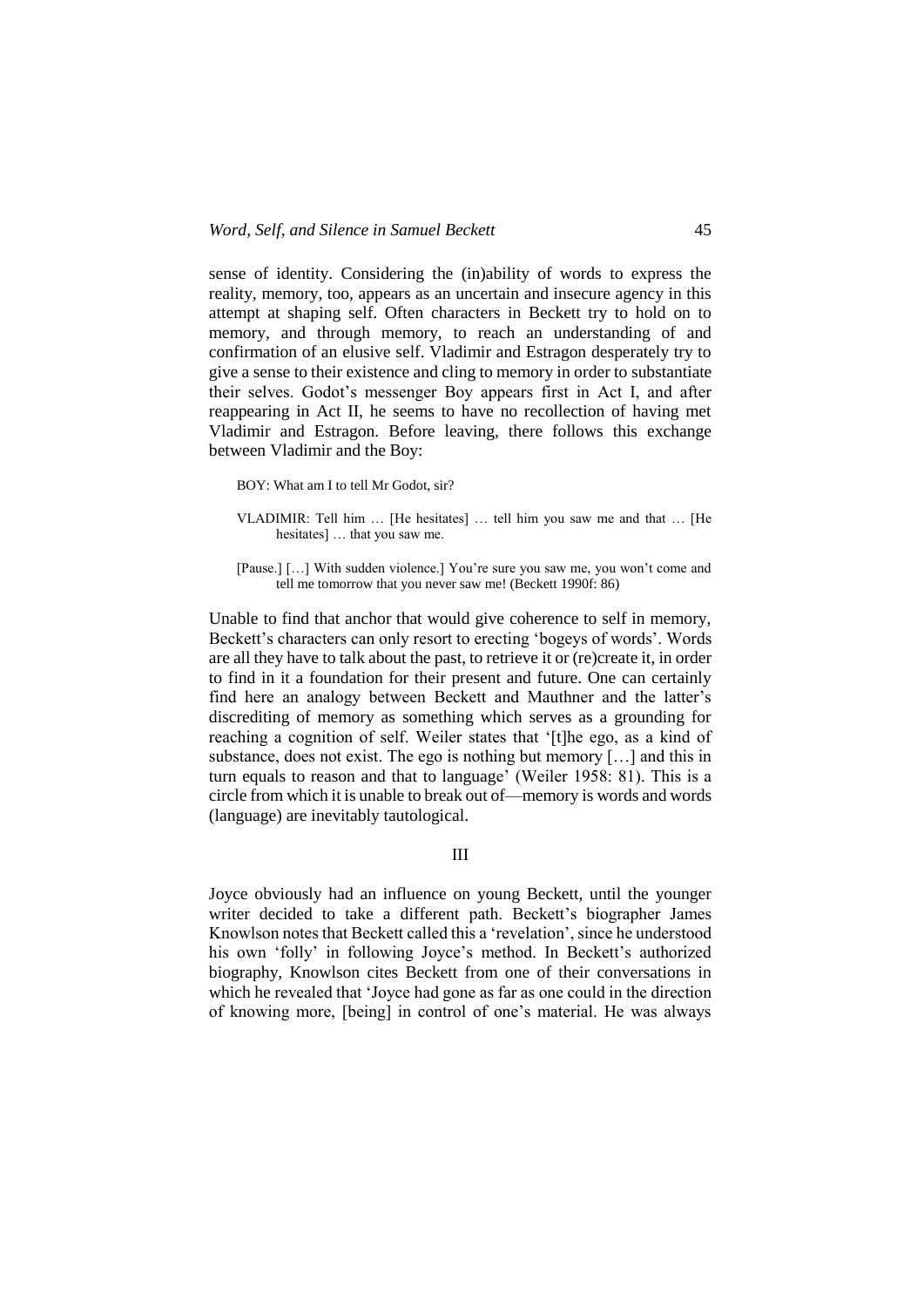sense of identity. Considering the (in)ability of words to express the reality, memory, too, appears as an uncertain and insecure agency in this attempt at shaping self. Often characters in Beckett try to hold on to memory, and through memory, to reach an understanding of and confirmation of an elusive self. Vladimir and Estragon desperately try to give a sense to their existence and cling to memory in order to substantiate their selves. Godot's messenger Boy appears first in Act I, and after reappearing in Act II, he seems to have no recollection of having met Vladimir and Estragon. Before leaving, there follows this exchange between Vladimir and the Boy:

> BOY: What am I to tell Mr Godot, sir?
>
> VLADIMIR: Tell him … [He hesitates] … tell him you saw me and that … [He hesitates] … that you saw me.
>
> [Pause.] […] With sudden violence.] You're sure you saw me, you won't come and tell me tomorrow that you never saw me! (Beckett 1990f: 86)

Unable to find that anchor that would give coherence to self in memory, Beckett's characters can only resort to erecting 'bogeys of words'. Words are all they have to talk about the past, to retrieve it or (re)create it, in order to find in it a foundation for their present and future. One can certainly find here an analogy between Beckett and Mauthner and the latter's discrediting of memory as something which serves as a grounding for reaching a cognition of self. Weiler states that '[t]he ego, as a kind of substance, does not exist. The ego is nothing but memory […] and this in turn equals to reason and that to language' (Weiler 1958: 81). This is a circle from which it is unable to break out of—memory is words and words (language) are inevitably tautological.

## III

Joyce obviously had an influence on young Beckett, until the younger writer decided to take a different path. Beckett's biographer James Knowlson notes that Beckett called this a 'revelation', since he understood his own 'folly' in following Joyce's method. In Beckett's authorized biography, Knowlson cites Beckett from one of their conversations in which he revealed that 'Joyce had gone as far as one could in the direction of knowing more, [being] in control of one's material. He was always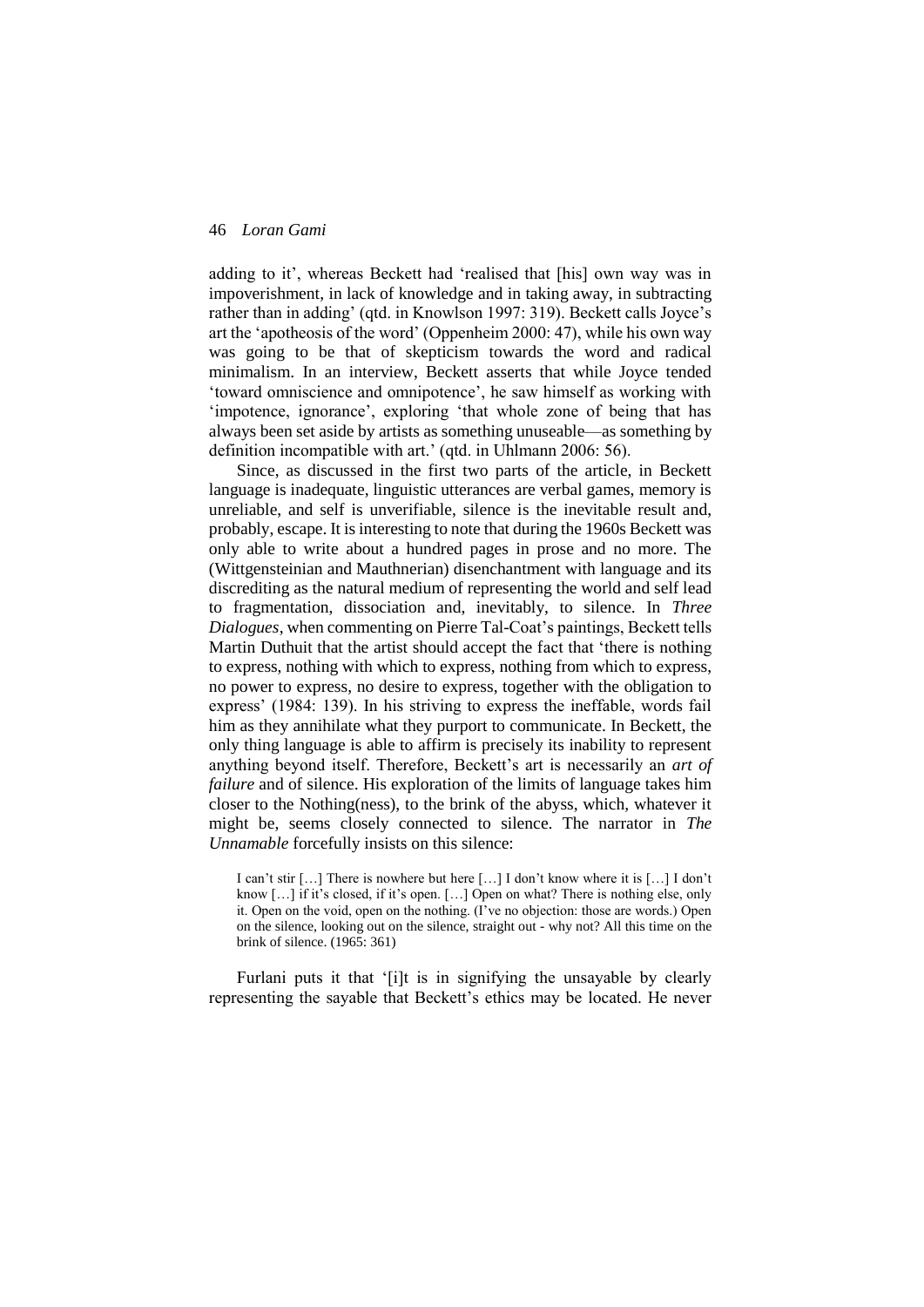adding to it', whereas Beckett had 'realised that [his] own way was in impoverishment, in lack of knowledge and in taking away, in subtracting rather than in adding' (qtd. in Knowlson 1997: 319). Beckett calls Joyce's art the 'apotheosis of the word' (Oppenheim 2000: 47), while his own way was going to be that of skepticism towards the word and radical minimalism. In an interview, Beckett asserts that while Joyce tended 'toward omniscience and omnipotence', he saw himself as working with 'impotence, ignorance', exploring 'that whole zone of being that has always been set aside by artists as something unuseable—as something by definition incompatible with art.' (qtd. in Uhlmann 2006: 56).

Since, as discussed in the first two parts of the article, in Beckett language is inadequate, linguistic utterances are verbal games, memory is unreliable, and self is unverifiable, silence is the inevitable result and, probably, escape. It is interesting to note that during the 1960s Beckett was only able to write about a hundred pages in prose and no more. The (Wittgensteinian and Mauthnerian) disenchantment with language and its discrediting as the natural medium of representing the world and self lead to fragmentation, dissociation and, inevitably, to silence. In *Three Dialogues*, when commenting on Pierre Tal-Coat's paintings, Beckett tells Martin Duthuit that the artist should accept the fact that 'there is nothing to express, nothing with which to express, nothing from which to express, no power to express, no desire to express, together with the obligation to express' (1984: 139). In his striving to express the ineffable, words fail him as they annihilate what they purport to communicate. In Beckett, the only thing language is able to affirm is precisely its inability to represent anything beyond itself. Therefore, Beckett's art is necessarily an *art of failure* and of silence. His exploration of the limits of language takes him closer to the Nothing(ness), to the brink of the abyss, which, whatever it might be, seems closely connected to silence. The narrator in *The Unnamable* forcefully insists on this silence:

> I can't stir […] There is nowhere but here […] I don't know where it is […] I don't know […] if it's closed, if it's open. […] Open on what? There is nothing else, only it. Open on the void, open on the nothing. (I've no objection: those are words.) Open on the silence, looking out on the silence, straight out - why not? All this time on the brink of silence. (1965: 361)

Furlani puts it that '[i]t is in signifying the unsayable by clearly representing the sayable that Beckett's ethics may be located. He never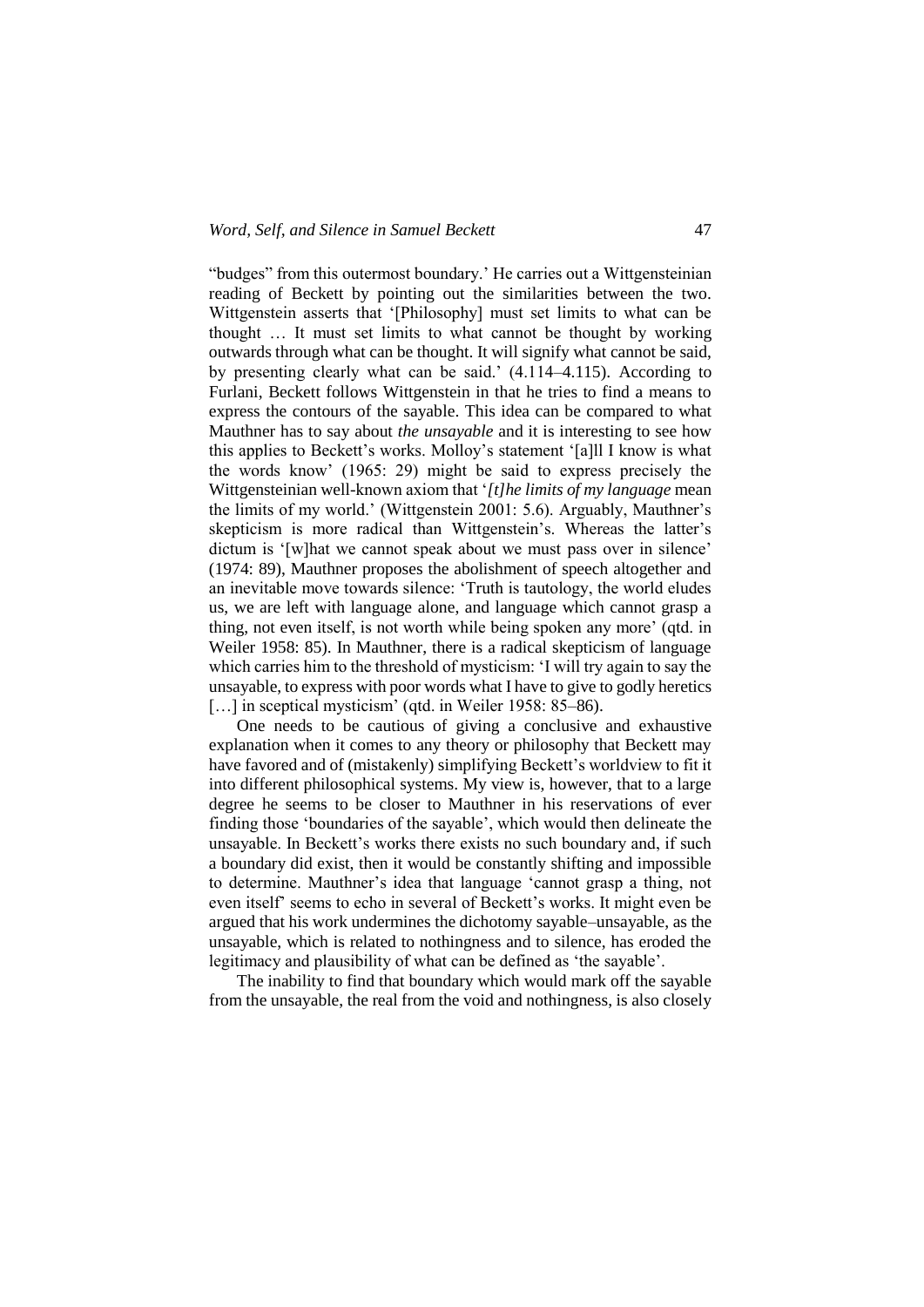"budges" from this outermost boundary.' He carries out a Wittgensteinian reading of Beckett by pointing out the similarities between the two. Wittgenstein asserts that '[Philosophy] must set limits to what can be thought … It must set limits to what cannot be thought by working outwards through what can be thought. It will signify what cannot be said, by presenting clearly what can be said.' (4.114–4.115). According to Furlani, Beckett follows Wittgenstein in that he tries to find a means to express the contours of the sayable. This idea can be compared to what Mauthner has to say about *the unsayable* and it is interesting to see how this applies to Beckett's works. Molloy's statement '[a]ll I know is what the words know' (1965: 29) might be said to express precisely the Wittgensteinian well-known axiom that '*[t]he limits of my language* mean the limits of my world.' (Wittgenstein 2001: 5.6). Arguably, Mauthner's skepticism is more radical than Wittgenstein's. Whereas the latter's dictum is '[w]hat we cannot speak about we must pass over in silence' (1974: 89), Mauthner proposes the abolishment of speech altogether and an inevitable move towards silence: 'Truth is tautology, the world eludes us, we are left with language alone, and language which cannot grasp a thing, not even itself, is not worth while being spoken any more' (qtd. in Weiler 1958: 85). In Mauthner, there is a radical skepticism of language which carries him to the threshold of mysticism: 'I will try again to say the unsayable, to express with poor words what I have to give to godly heretics […] in sceptical mysticism' (qtd. in Weiler 1958: 85–86).

One needs to be cautious of giving a conclusive and exhaustive explanation when it comes to any theory or philosophy that Beckett may have favored and of (mistakenly) simplifying Beckett's worldview to fit it into different philosophical systems. My view is, however, that to a large degree he seems to be closer to Mauthner in his reservations of ever finding those 'boundaries of the sayable', which would then delineate the unsayable. In Beckett's works there exists no such boundary and, if such a boundary did exist, then it would be constantly shifting and impossible to determine. Mauthner's idea that language 'cannot grasp a thing, not even itself' seems to echo in several of Beckett's works. It might even be argued that his work undermines the dichotomy sayable–unsayable, as the unsayable, which is related to nothingness and to silence, has eroded the legitimacy and plausibility of what can be defined as 'the sayable'.

The inability to find that boundary which would mark off the sayable from the unsayable, the real from the void and nothingness, is also closely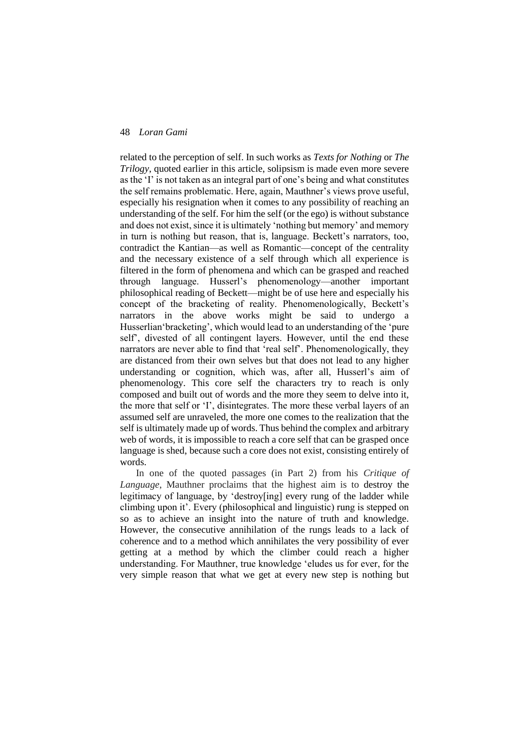related to the perception of self. In such works as *Texts for Nothing* or *The Trilogy*, quoted earlier in this article, solipsism is made even more severe as the 'I' is not taken as an integral part of one's being and what constitutes the self remains problematic. Here, again, Mauthner's views prove useful, especially his resignation when it comes to any possibility of reaching an understanding of the self. For him the self (or the ego) is without substance and does not exist, since it is ultimately 'nothing but memory' and memory in turn is nothing but reason, that is, language. Beckett's narrators, too, contradict the Kantian—as well as Romantic—concept of the centrality and the necessary existence of a self through which all experience is filtered in the form of phenomena and which can be grasped and reached through language. Husserl's phenomenology—another important philosophical reading of Beckett—might be of use here and especially his concept of the bracketing of reality. Phenomenologically, Beckett's narrators in the above works might be said to undergo a Husserlian'bracketing', which would lead to an understanding of the 'pure self', divested of all contingent layers. However, until the end these narrators are never able to find that 'real self'. Phenomenologically, they are distanced from their own selves but that does not lead to any higher understanding or cognition, which was, after all, Husserl's aim of phenomenology. This core self the characters try to reach is only composed and built out of words and the more they seem to delve into it, the more that self or 'I', disintegrates. The more these verbal layers of an assumed self are unraveled, the more one comes to the realization that the self is ultimately made up of words. Thus behind the complex and arbitrary web of words, it is impossible to reach a core self that can be grasped once language is shed, because such a core does not exist, consisting entirely of words.

In one of the quoted passages (in Part 2) from his *Critique of Language*, Mauthner proclaims that the highest aim is to destroy the legitimacy of language, by 'destroy[ing] every rung of the ladder while climbing upon it'. Every (philosophical and linguistic) rung is stepped on so as to achieve an insight into the nature of truth and knowledge. However, the consecutive annihilation of the rungs leads to a lack of coherence and to a method which annihilates the very possibility of ever getting at a method by which the climber could reach a higher understanding. For Mauthner, true knowledge 'eludes us for ever, for the very simple reason that what we get at every new step is nothing but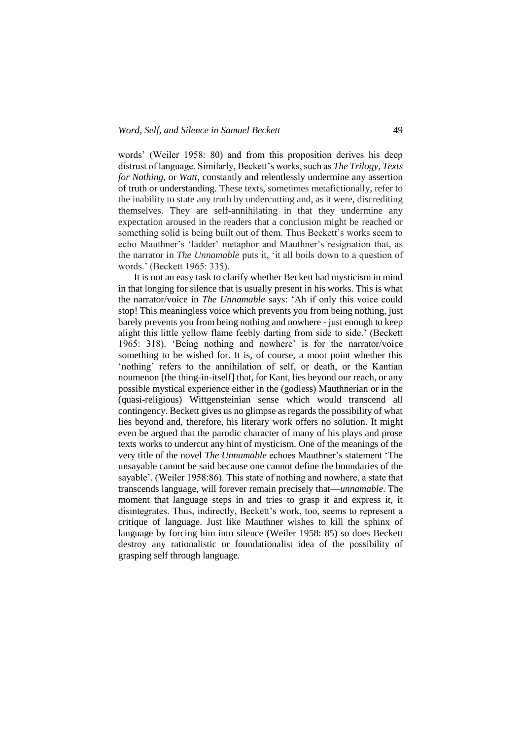words' (Weiler 1958: 80) and from this proposition derives his deep distrust of language. Similarly, Beckett's works, such as *The Trilogy, Texts for Nothing*, or *Watt*, constantly and relentlessly undermine any assertion of truth or understanding. These texts, sometimes metafictionally, refer to the inability to state any truth by undercutting and, as it were, discrediting themselves. They are self-annihilating in that they undermine any expectation aroused in the readers that a conclusion might be reached or something solid is being built out of them. Thus Beckett's works seem to echo Mauthner's 'ladder' metaphor and Mauthner's resignation that, as the narrator in *The Unnamable* puts it, 'it all boils down to a question of words.' (Beckett 1965: 335).

It is not an easy task to clarify whether Beckett had mysticism in mind in that longing for silence that is usually present in his works. This is what the narrator/voice in *The Unnamable* says: 'Ah if only this voice could stop! This meaningless voice which prevents you from being nothing, just barely prevents you from being nothing and nowhere - just enough to keep alight this little yellow flame feebly darting from side to side.' (Beckett 1965: 318). 'Being nothing and nowhere' is for the narrator/voice something to be wished for. It is, of course, a moot point whether this 'nothing' refers to the annihilation of self, or death, or the Kantian noumenon [the thing-in-itself] that, for Kant, lies beyond our reach, or any possible mystical experience either in the (godless) Mauthnerian or in the (quasi-religious) Wittgensteinian sense which would transcend all contingency. Beckett gives us no glimpse as regards the possibility of what lies beyond and, therefore, his literary work offers no solution. It might even be argued that the parodic character of many of his plays and prose texts works to undercut any hint of mysticism. One of the meanings of the very title of the novel *The Unnamable* echoes Mauthner's statement 'The unsayable cannot be said because one cannot define the boundaries of the sayable'. (Weiler 1958:86). This state of nothing and nowhere, a state that transcends language, will forever remain precisely that—*unnamable*. The moment that language steps in and tries to grasp it and express it, it disintegrates. Thus, indirectly, Beckett's work, too, seems to represent a critique of language. Just like Mauthner wishes to kill the sphinx of language by forcing him into silence (Weiler 1958: 85) so does Beckett destroy any rationalistic or foundationalist idea of the possibility of grasping self through language.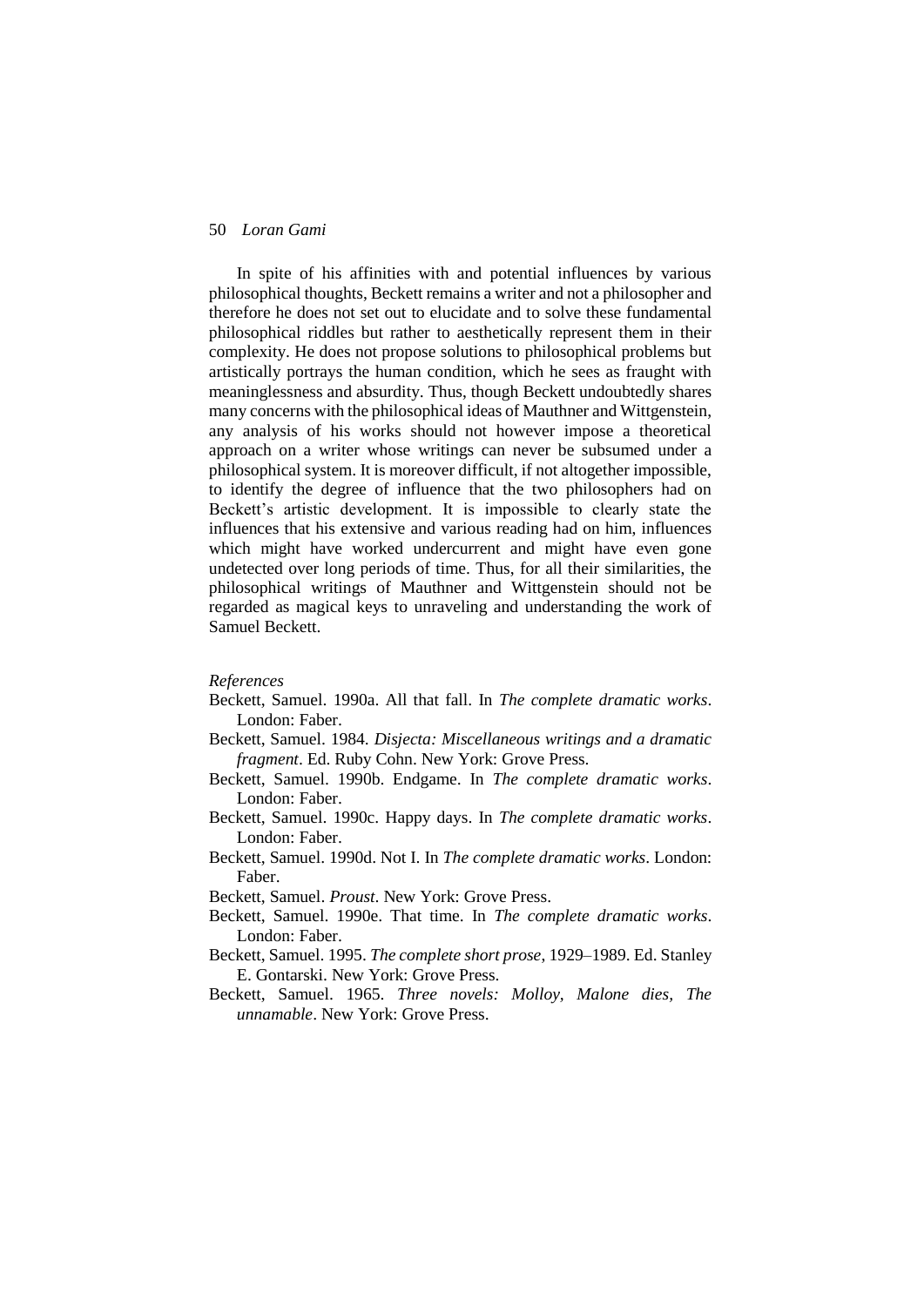In spite of his affinities with and potential influences by various philosophical thoughts, Beckett remains a writer and not a philosopher and therefore he does not set out to elucidate and to solve these fundamental philosophical riddles but rather to aesthetically represent them in their complexity. He does not propose solutions to philosophical problems but artistically portrays the human condition, which he sees as fraught with meaninglessness and absurdity. Thus, though Beckett undoubtedly shares many concerns with the philosophical ideas of Mauthner and Wittgenstein, any analysis of his works should not however impose a theoretical approach on a writer whose writings can never be subsumed under a philosophical system. It is moreover difficult, if not altogether impossible, to identify the degree of influence that the two philosophers had on Beckett's artistic development. It is impossible to clearly state the influences that his extensive and various reading had on him, influences which might have worked undercurrent and might have even gone undetected over long periods of time. Thus, for all their similarities, the philosophical writings of Mauthner and Wittgenstein should not be regarded as magical keys to unraveling and understanding the work of Samuel Beckett.

*References*

Beckett, Samuel. 1990a. All that fall. In *The complete dramatic works*. London: Faber.

Beckett, Samuel. 1984. *Disjecta: Miscellaneous writings and a dramatic fragment*. Ed. Ruby Cohn. New York: Grove Press.

Beckett, Samuel. 1990b. Endgame. In *The complete dramatic works*. London: Faber.

Beckett, Samuel. 1990c. Happy days. In *The complete dramatic works*. London: Faber.

Beckett, Samuel. 1990d. Not I. In *The complete dramatic works*. London: Faber.

Beckett, Samuel. *Proust*. New York: Grove Press.

Beckett, Samuel. 1990e. That time. In *The complete dramatic works*. London: Faber.

Beckett, Samuel. 1995. *The complete short prose*, 1929–1989. Ed. Stanley E. Gontarski. New York: Grove Press.

Beckett, Samuel. 1965. *Three novels: Molloy, Malone dies, The unnamable*. New York: Grove Press.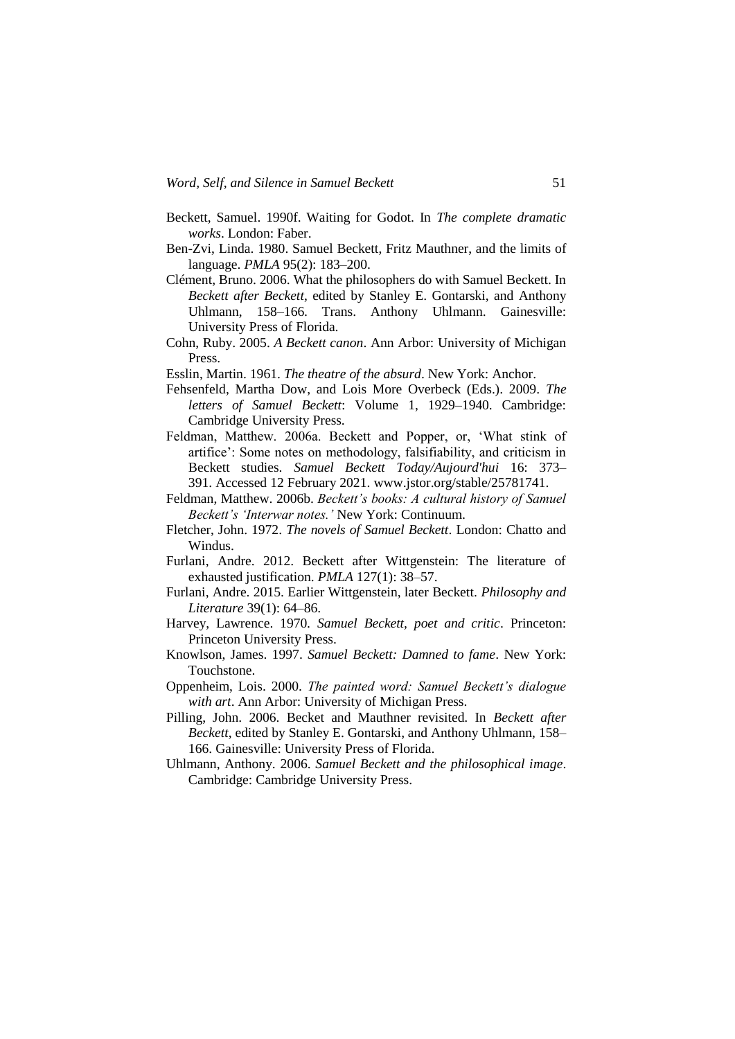Beckett, Samuel. 1990f. Waiting for Godot. In *The complete dramatic works*. London: Faber.

Ben-Zvi, Linda. 1980. Samuel Beckett, Fritz Mauthner, and the limits of language. *PMLA* 95(2): 183–200.

Clément, Bruno. 2006. What the philosophers do with Samuel Beckett. In *Beckett after Beckett*, edited by Stanley E. Gontarski, and Anthony Uhlmann, 158–166. Trans. Anthony Uhlmann. Gainesville: University Press of Florida.

Cohn, Ruby. 2005. *A Beckett canon*. Ann Arbor: University of Michigan Press.

Esslin, Martin. 1961. *The theatre of the absurd*. New York: Anchor.

Fehsenfeld, Martha Dow, and Lois More Overbeck (Eds.). 2009. *The letters of Samuel Beckett*: Volume 1, 1929–1940. Cambridge: Cambridge University Press.

Feldman, Matthew. 2006a. Beckett and Popper, or, 'What stink of artifice': Some notes on methodology, falsifiability, and criticism in Beckett studies. *Samuel Beckett Today/Aujourd'hui* 16: 373–391. Accessed 12 February 2021. www.jstor.org/stable/25781741.

Feldman, Matthew. 2006b. *Beckett's books: A cultural history of Samuel Beckett's 'Interwar notes.'* New York: Continuum.

Fletcher, John. 1972. *The novels of Samuel Beckett*. London: Chatto and Windus.

Furlani, Andre. 2012. Beckett after Wittgenstein: The literature of exhausted justification. *PMLA* 127(1): 38–57.

Furlani, Andre. 2015. Earlier Wittgenstein, later Beckett. *Philosophy and Literature* 39(1): 64–86.

Harvey, Lawrence. 1970. *Samuel Beckett, poet and critic*. Princeton: Princeton University Press.

Knowlson, James. 1997. *Samuel Beckett: Damned to fame*. New York: Touchstone.

Oppenheim, Lois. 2000. *The painted word: Samuel Beckett's dialogue with art*. Ann Arbor: University of Michigan Press.

Pilling, John. 2006. Becket and Mauthner revisited. In *Beckett after Beckett*, edited by Stanley E. Gontarski, and Anthony Uhlmann, 158–166. Gainesville: University Press of Florida.

Uhlmann, Anthony. 2006. *Samuel Beckett and the philosophical image*. Cambridge: Cambridge University Press.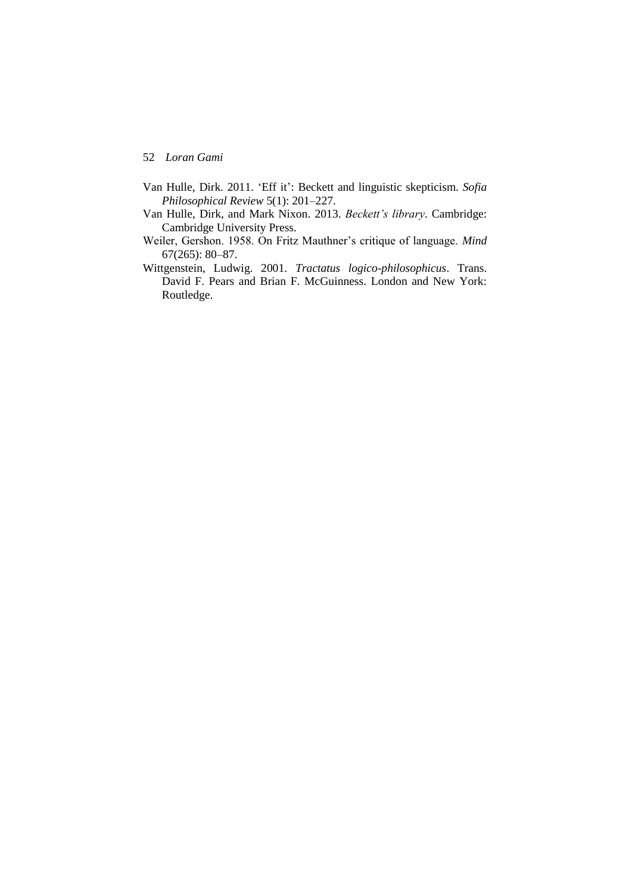Van Hulle, Dirk. 2011. 'Eff it': Beckett and linguistic skepticism. *Sofia Philosophical Review* 5(1): 201–227.

Van Hulle, Dirk, and Mark Nixon. 2013. *Beckett's library*. Cambridge: Cambridge University Press.

Weiler, Gershon. 1958. On Fritz Mauthner's critique of language. *Mind* 67(265): 80–87.

Wittgenstein, Ludwig. 2001. *Tractatus logico-philosophicus*. Trans. David F. Pears and Brian F. McGuinness. London and New York: Routledge.